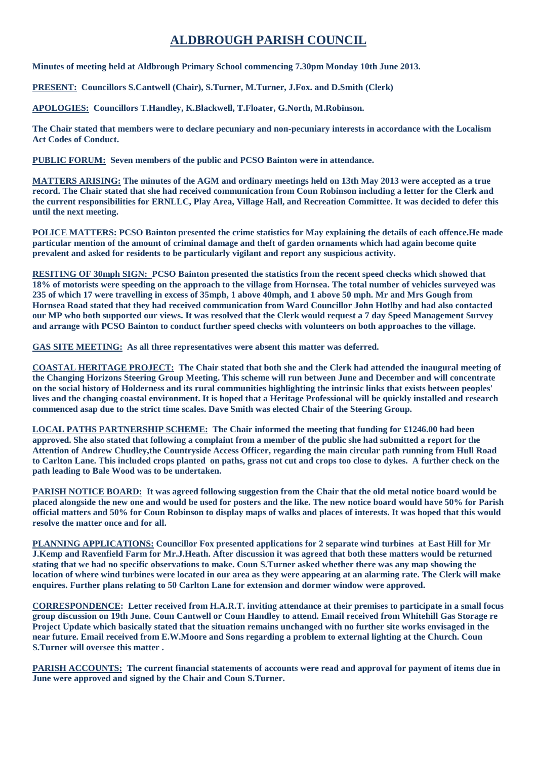# ALDBROUGH PARISH COUNCIL

**Minutes of meeting held at Aldbrough Primary School commencing 7.30pm Monday 10th June 2013.**

**PRESENT: Councillors S.Cantwell (Chair), S.Turner, M.Turner, J.Fox. and D.Smith (Clerk)**

**APOLOGIES: Councillors T.Handley, K.Blackwell, T.Floater, G.North, M.Robinson.**

**The Chair stated that members were to declare pecuniary and non-pecuniary interests in accordance with the Localism Act Codes of Conduct.**

**PUBLIC FORUM: Seven members of the public and PCSO Bainton were in attendance.**

**MATTERS ARISING: The minutes of the AGM and ordinary meetings held on 13th May 2013 were accepted as a true record. The Chair stated that she had received communication from Coun Robinson including a letter for the Clerk and the current responsibilities for ERNLLC, Play Area, Village Hall, and Recreation Committee. It was decided to defer this until the next meeting.**

**POLICE MATTERS: PCSO Bainton presented the crime statistics for May explaining the details of each offence.He made particular mention of the amount of criminal damage and theft of garden ornaments which had again become quite prevalent and asked for residents to be particularly vigilant and report any suspicious activity.**

**RESITING OF 30mph SIGN: PCSO Bainton presented the statistics from the recent speed checks which showed that 18% of motorists were speeding on the approach to the village from Hornsea. The total number of vehicles surveyed was 235 of which 17 were travelling in excess of 35mph, 1 above 40mph, and 1 above 50 mph. Mr and Mrs Gough from Hornsea Road stated that they had received communication from Ward Councillor John Hotlby and had also contacted our MP who both supported our views. It was resolved that the Clerk would request a 7 day Speed Management Survey and arrange with PCSO Bainton to conduct further speed checks with volunteers on both approaches to the village.**

**GAS SITE MEETING: As all three representatives were absent this matter was deferred.**

**COASTAL HERITAGE PROJECT: The Chair stated that both she and the Clerk had attended the inaugural meeting of the Changing Horizons Steering Group Meeting. This scheme will run between June and December and will concentrate on the social history of Holderness and its rural communities highlighting the intrinsic links that exists between peoples' lives and the changing coastal environment. It is hoped that a Heritage Professional will be quickly installed and research commenced asap due to the strict time scales. Dave Smith was elected Chair of the Steering Group.**

**LOCAL PATHS PARTNERSHIP SCHEME: The Chair informed the meeting that funding for £1246.00 had been approved. She also stated that following a complaint from a member of the public she had submitted a report for the Attention of Andrew Chudley,the Countryside Access Officer, regarding the main circular path running from Hull Road to Carlton Lane. This included crops planted on paths, grass not cut and crops too close to dykes. A further check on the path leading to Bale Wood was to be undertaken.**

**PARISH NOTICE BOARD: It was agreed following suggestion from the Chair that the old metal notice board would be placed alongside the new one and would be used for posters and the like. The new notice board would have 50% for Parish official matters and 50% for Coun Robinson to display maps of walks and places of interests. It was hoped that this would resolve the matter once and for all.**

**PLANNING APPLICATIONS: Councillor Fox presented applications for 2 separate wind turbines at East Hill for Mr J.Kemp and Ravenfield Farm for Mr.J.Heath. After discussion it was agreed that both these matters would be returned stating that we had no specific observations to make. Coun S.Turner asked whether there was any map showing the location of where wind turbines were located in our area as they were appearing at an alarming rate. The Clerk will make enquires. Further plans relating to 50 Carlton Lane for extension and dormer window were approved.**

**CORRESPONDENCE: Letter received from H.A.R.T. inviting attendance at their premises to participate in a small focus group discussion on 19th June. Coun Cantwell or Coun Handley to attend. Email received from Whitehill Gas Storage re Project Update which basically stated that the situation remains unchanged with no further site works envisaged in the near future. Email received from E.W.Moore and Sons regarding a problem to external lighting at the Church. Coun S.Turner will oversee this matter .**

**PARISH ACCOUNTS: The current financial statements of accounts were read and approval for payment of items due in June were approved and signed by the Chair and Coun S.Turner.**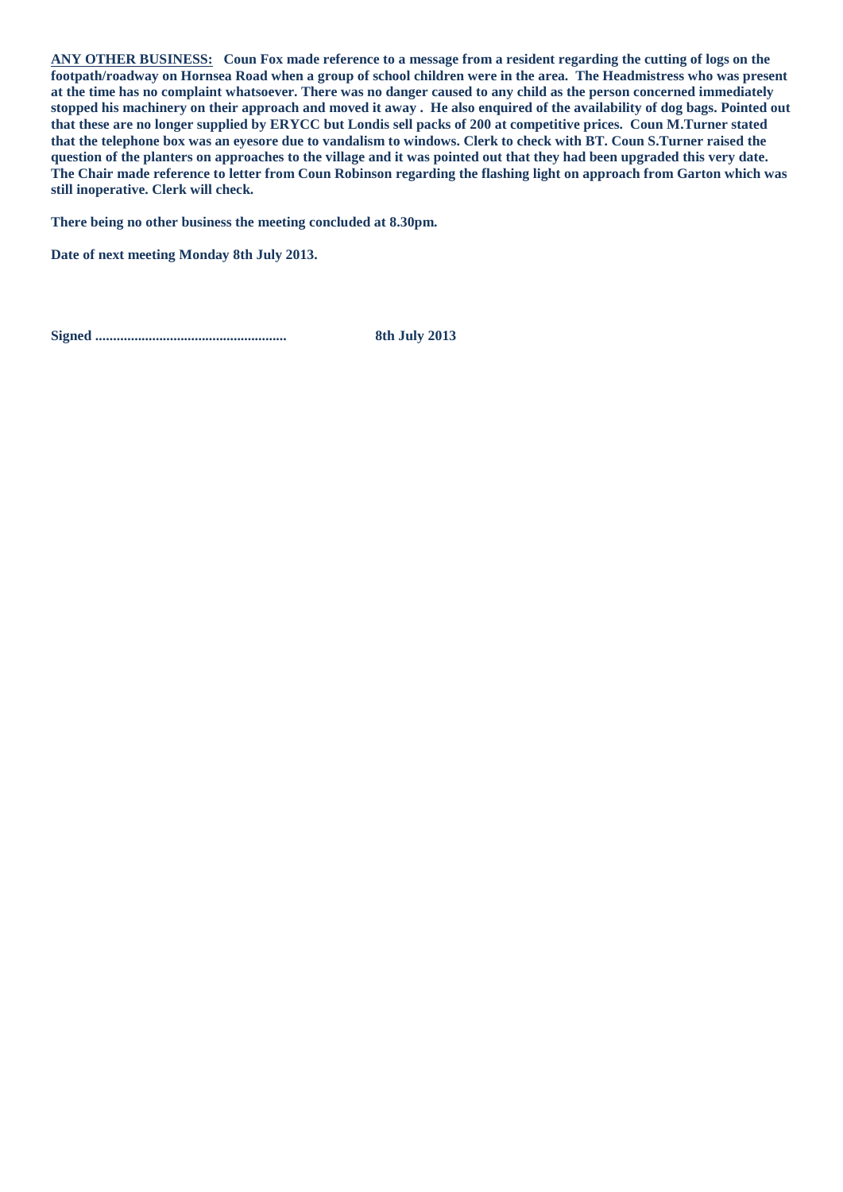**ANY OTHER BUSINESS:** **Coun Fox made reference to a message from a resident regarding the cutting of logs on the footpath/roadway on Hornsea Road when a group of school children were in the area. The Headmistress who was present at the time has no complaint whatsoever. There was no danger caused to any child as the person concerned immediately stopped his machinery on their approach and moved it away . He also enquired of the availability of dog bags. Pointed out that these are no longer supplied by ERYCC but Londis sell packs of 200 at competitive prices. Coun M.Turner stated that the telephone box was an eyesore due to vandalism to windows. Clerk to check with BT. Coun S.Turner raised the question of the planters on approaches to the village and it was pointed out that they had been upgraded this very date. The Chair made reference to letter from Coun Robinson regarding the flashing light on approach from Garton which was still inoperative. Clerk will check.**

**There being no other business the meeting concluded at 8.30pm.**

**Date of next meeting Monday 8th July 2013.**

**Signed .....................................................** **8th July 2013**